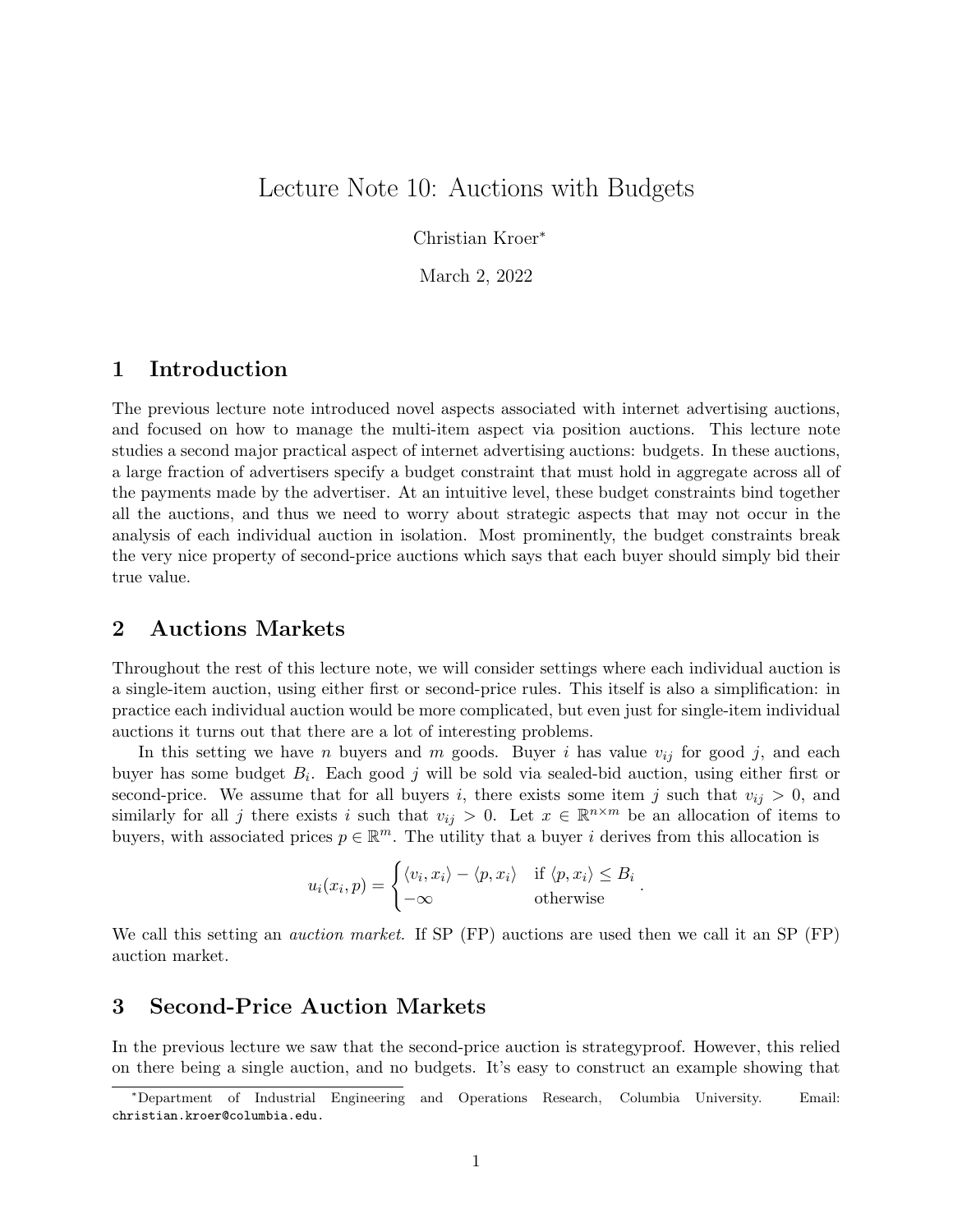# Lecture Note 10: Auctions with Budgets

Christian Kroer[*]

March 2, 2022

## 1 Introduction

The previous lecture note introduced novel aspects associated with internet advertising auctions, and focused on how to manage the multi-item aspect via position auctions. This lecture note studies a second major practical aspect of internet advertising auctions: budgets. In these auctions, a large fraction of advertisers specify a budget constraint that must hold in aggregate across all of the payments made by the advertiser. At an intuitive level, these budget constraints bind together all the auctions, and thus we need to worry about strategic aspects that may not occur in the analysis of each individual auction in isolation. Most prominently, the budget constraints break the very nice property of second-price auctions which says that each buyer should simply bid their true value.

## 2 Auctions Markets

Throughout the rest of this lecture note, we will consider settings where each individual auction is a single-item auction, using either first or second-price rules. This itself is also a simplification: in practice each individual auction would be more complicated, but even just for single-item individual auctions it turns out that there are a lot of interesting problems.

In this setting we have $n$ buyers and $m$ goods. Buyer $i$ has value $v_{ij}$ for good $j$, and each buyer has some budget $B_i$. Each good $j$ will be sold via sealed-bid auction, using either first or second-price. We assume that for all buyers $i$, there exists some item $j$ such that $v_{ij} > 0$, and similarly for all $j$ there exists $i$ such that $v_{ij} > 0$. Let $x \in \mathbb{R}^{n \times m}$ be an allocation of items to buyers, with associated prices $p \in \mathbb{R}^m$. The utility that a buyer $i$ derives from this allocation is

$$u_i(x_i, p) = \begin{cases} \langle v_i, x_i \rangle - \langle p, x_i \rangle & \text{if } \langle p, x_i \rangle \leq B_i \\ -\infty & \text{otherwise} \end{cases}.$$

We call this setting an *auction market*. If SP (FP) auctions are used then we call it an SP (FP) auction market.

## 3 Second-Price Auction Markets

In the previous lecture we saw that the second-price auction is strategyproof. However, this relied on there being a single auction, and no budgets. It's easy to construct an example showing that

[*] Department of Industrial Engineering and Operations Research, Columbia University. Email: christian.kroer@columbia.edu.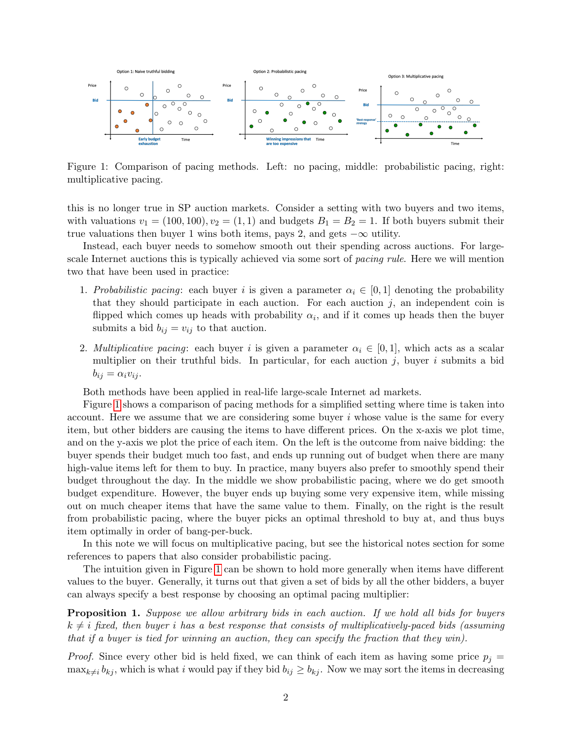Figure 1: Comparison of pacing methods. Left: no pacing, middle: probabilistic pacing, right: multiplicative pacing.

this is no longer true in SP auction markets. Consider a setting with two buyers and two items, with valuations $v_1 = (100, 100), v_2 = (1, 1)$ and budgets $B_1 = B_2 = 1$. If both buyers submit their true valuations then buyer 1 wins both items, pays 2, and gets $-\infty$ utility.

Instead, each buyer needs to somehow smooth out their spending across auctions. For large-scale Internet auctions this is typically achieved via some sort of *pacing rule*. Here we will mention two that have been used in practice:

1. *Probabilistic pacing*: each buyer $i$ is given a parameter $\alpha_i \in [0, 1]$ denoting the probability that they should participate in each auction. For each auction $j$, an independent coin is flipped which comes up heads with probability $\alpha_i$, and if it comes up heads then the buyer submits a bid $b_{ij} = v_{ij}$ to that auction.

2. *Multiplicative pacing*: each buyer $i$ is given a parameter $\alpha_i \in [0, 1]$, which acts as a scalar multiplier on their truthful bids. In particular, for each auction $j$, buyer $i$ submits a bid $b_{ij} = \alpha_i v_{ij}$.

Both methods have been applied in real-life large-scale Internet ad markets.

Figure 1 shows a comparison of pacing methods for a simplified setting where time is taken into account. Here we assume that we are considering some buyer $i$ whose value is the same for every item, but other bidders are causing the items to have different prices. On the x-axis we plot time, and on the y-axis we plot the price of each item. On the left is the outcome from naive bidding: the buyer spends their budget much too fast, and ends up running out of budget when there are many high-value items left for them to buy. In practice, many buyers also prefer to smoothly spend their budget throughout the day. In the middle we show probabilistic pacing, where we do get smooth budget expenditure. However, the buyer ends up buying some very expensive item, while missing out on much cheaper items that have the same value to them. Finally, on the right is the result from probabilistic pacing, where the buyer picks an optimal threshold to buy at, and thus buys item optimally in order of bang-per-buck.

In this note we will focus on multiplicative pacing, but see the historical notes section for some references to papers that also consider probabilistic pacing.

The intuition given in Figure 1 can be shown to hold more generally when items have different values to the buyer. Generally, it turns out that given a set of bids by all the other bidders, a buyer can always specify a best response by choosing an optimal pacing multiplier:

**Proposition 1.** *Suppose we allow arbitrary bids in each auction. If we hold all bids for buyers $k \neq i$ fixed, then buyer $i$ has a best response that consists of multiplicatively-paced bids (assuming that if a buyer is tied for winning an auction, they can specify the fraction that they win).*

*Proof.* Since every other bid is held fixed, we can think of each item as having some price $p_j = \max_{k \neq i} b_{kj}$, which is what $i$ would pay if they bid $b_{ij} \geq b_{kj}$. Now we may sort the items in decreasing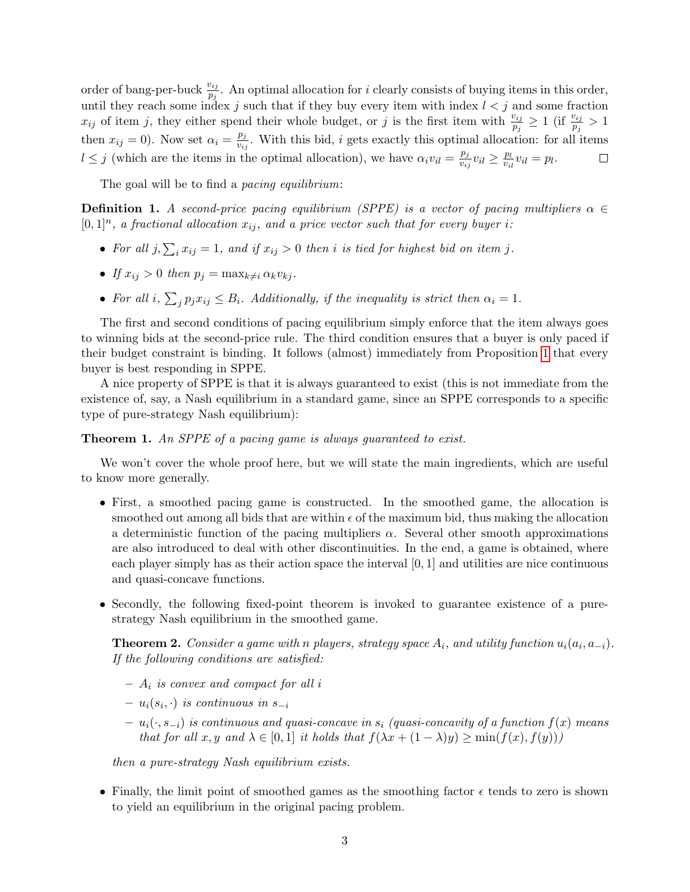order of bang-per-buck $\frac{v_{ij}}{p_j}$. An optimal allocation for $i$ clearly consists of buying items in this order, until they reach some index $j$ such that if they buy every item with index $l < j$ and some fraction $x_{ij}$ of item $j$, they either spend their whole budget, or $j$ is the first item with $\frac{v_{ij}}{p_j} \geq 1$ (if $\frac{v_{ij}}{p_j} > 1$ then $x_{ij} = 0$). Now set $\alpha_i = \frac{p_j}{v_{ij}}$. With this bid, $i$ gets exactly this optimal allocation: for all items $l \leq j$ (which are the items in the optimal allocation), we have $\alpha_i v_{il} = \frac{p_j}{v_{ij}} v_{il} \geq \frac{p_l}{v_{il}} v_{il} = p_l$. □

The goal will be to find a *pacing equilibrium*:

**Definition 1.** *A second-price pacing equilibrium (SPPE) is a vector of pacing multipliers $\alpha \in [0,1]^n$, a fractional allocation $x_{ij}$, and a price vector such that for every buyer $i$:*

- *For all $j$, $\sum_i x_{ij} = 1$, and if $x_{ij} > 0$ then $i$ is tied for highest bid on item $j$.*
- *If $x_{ij} > 0$ then $p_j = \max_{k \neq i} \alpha_k v_{kj}$.*
- *For all $i$, $\sum_j p_j x_{ij} \leq B_i$. Additionally, if the inequality is strict then $\alpha_i = 1$.*

The first and second conditions of pacing equilibrium simply enforce that the item always goes to winning bids at the second-price rule. The third condition ensures that a buyer is only paced if their budget constraint is binding. It follows (almost) immediately from Proposition 1 that every buyer is best responding in SPPE.

A nice property of SPPE is that it is always guaranteed to exist (this is not immediate from the existence of, say, a Nash equilibrium in a standard game, since an SPPE corresponds to a specific type of pure-strategy Nash equilibrium):

**Theorem 1.** *An SPPE of a pacing game is always guaranteed to exist.*

We won't cover the whole proof here, but we will state the main ingredients, which are useful to know more generally.

- First, a smoothed pacing game is constructed. In the smoothed game, the allocation is smoothed out among all bids that are within $\epsilon$ of the maximum bid, thus making the allocation a deterministic function of the pacing multipliers $\alpha$. Several other smooth approximations are also introduced to deal with other discontinuities. In the end, a game is obtained, where each player simply has as their action space the interval $[0,1]$ and utilities are nice continuous and quasi-concave functions.
- Secondly, the following fixed-point theorem is invoked to guarantee existence of a pure-strategy Nash equilibrium in the smoothed game.

  **Theorem 2.** *Consider a game with $n$ players, strategy space $A_i$, and utility function $u_i(a_i, a_{-i})$. If the following conditions are satisfied:*

  - *$A_i$ is convex and compact for all $i$*
  - *$u_i(s_i, \cdot)$ is continuous in $s_{-i}$*
  - *$u_i(\cdot, s_{-i})$ is continuous and quasi-concave in $s_i$ (quasi-concavity of a function $f(x)$ means that for all $x, y$ and $\lambda \in [0,1]$ it holds that $f(\lambda x + (1-\lambda)y) \geq \min(f(x), f(y))$)*

  *then a pure-strategy Nash equilibrium exists.*

- Finally, the limit point of smoothed games as the smoothing factor $\epsilon$ tends to zero is shown to yield an equilibrium in the original pacing problem.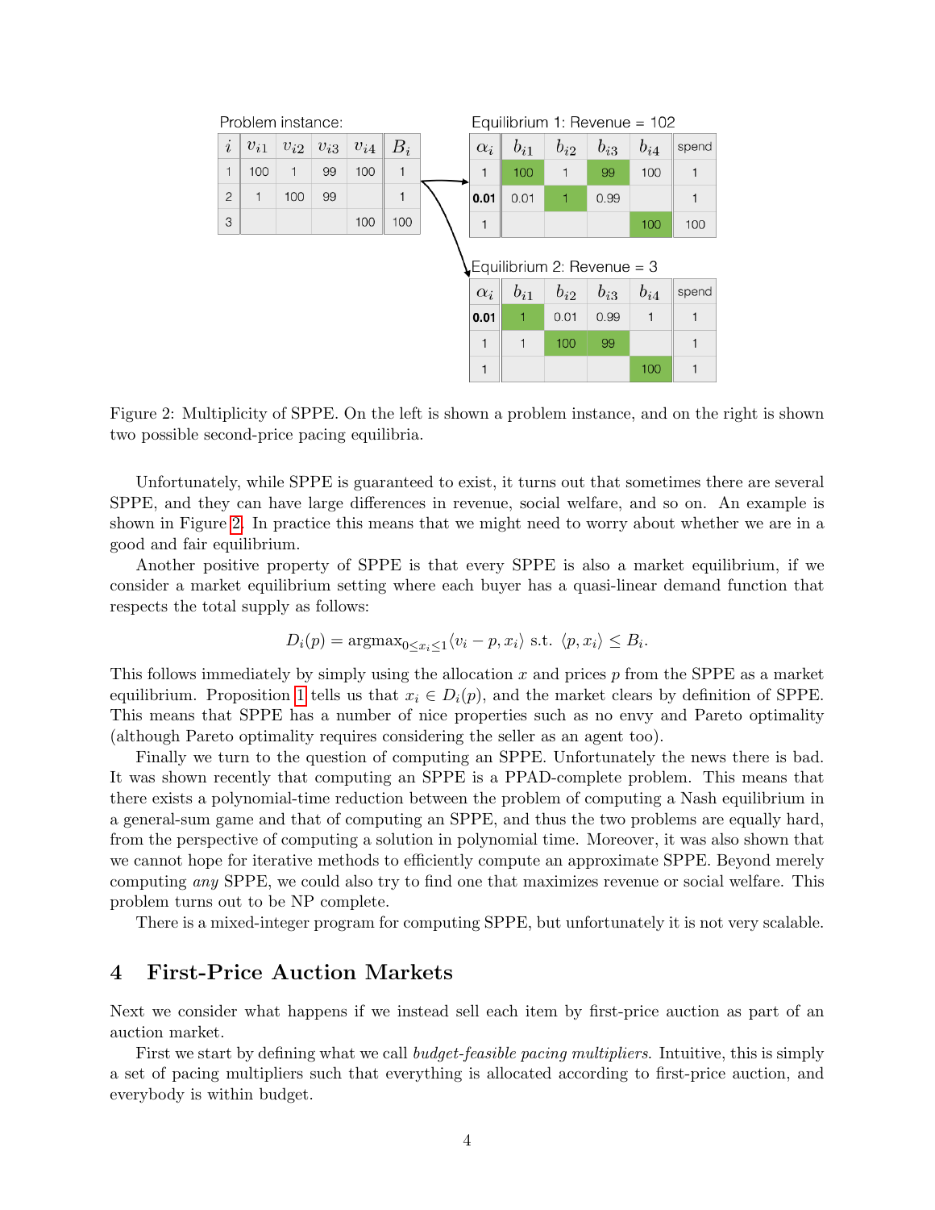Problem instance:

| $i$ | $v_{i1}$ | $v_{i2}$ | $v_{i3}$ | $v_{i4}$ | $B_i$ |
|---|---|---|---|---|---|
| 1 | 100 | 1 | 99 | 100 | 1 |
| 2 | 1 | 100 | 99 | | 1 |
| 3 | | | | 100 | 100 |

Equilibrium 1: Revenue = 102

| $\alpha_i$ | $b_{i1}$ | $b_{i2}$ | $b_{i3}$ | $b_{i4}$ | spend |
|---|---|---|---|---|---|
| 1 | 100 | 1 | 99 | 100 | 1 |
| **0.01** | 0.01 | 1 | 0.99 | | 1 |
| 1 | | | | 100 | 100 |

Equilibrium 2: Revenue = 3

| $\alpha_i$ | $b_{i1}$ | $b_{i2}$ | $b_{i3}$ | $b_{i4}$ | spend |
|---|---|---|---|---|---|
| **0.01** | 1 | 0.01 | 0.99 | 1 | 1 |
| 1 | 1 | 100 | 99 | | 1 |
| 1 | | | | 100 | 1 |

Figure 2: Multiplicity of SPPE. On the left is shown a problem instance, and on the right is shown two possible second-price pacing equilibria.

Unfortunately, while SPPE is guaranteed to exist, it turns out that sometimes there are several SPPE, and they can have large differences in revenue, social welfare, and so on. An example is shown in Figure 2. In practice this means that we might need to worry about whether we are in a good and fair equilibrium.

Another positive property of SPPE is that every SPPE is also a market equilibrium, if we consider a market equilibrium setting where each buyer has a quasi-linear demand function that respects the total supply as follows:

$$D_i(p) = \text{argmax}_{0 \leq x_i \leq 1} \langle v_i - p, x_i \rangle \text{ s.t. } \langle p, x_i \rangle \leq B_i.$$

This follows immediately by simply using the allocation $x$ and prices $p$ from the SPPE as a market equilibrium. Proposition 1 tells us that $x_i \in D_i(p)$, and the market clears by definition of SPPE. This means that SPPE has a number of nice properties such as no envy and Pareto optimality (although Pareto optimality requires considering the seller as an agent too).

Finally we turn to the question of computing an SPPE. Unfortunately the news there is bad. It was shown recently that computing an SPPE is a PPAD-complete problem. This means that there exists a polynomial-time reduction between the problem of computing a Nash equilibrium in a general-sum game and that of computing an SPPE, and thus the two problems are equally hard, from the perspective of computing a solution in polynomial time. Moreover, it was also shown that we cannot hope for iterative methods to efficiently compute an approximate SPPE. Beyond merely computing *any* SPPE, we could also try to find one that maximizes revenue or social welfare. This problem turns out to be NP complete.

There is a mixed-integer program for computing SPPE, but unfortunately it is not very scalable.

## 4 First-Price Auction Markets

Next we consider what happens if we instead sell each item by first-price auction as part of an auction market.

First we start by defining what we call *budget-feasible pacing multipliers*. Intuitive, this is simply a set of pacing multipliers such that everything is allocated according to first-price auction, and everybody is within budget.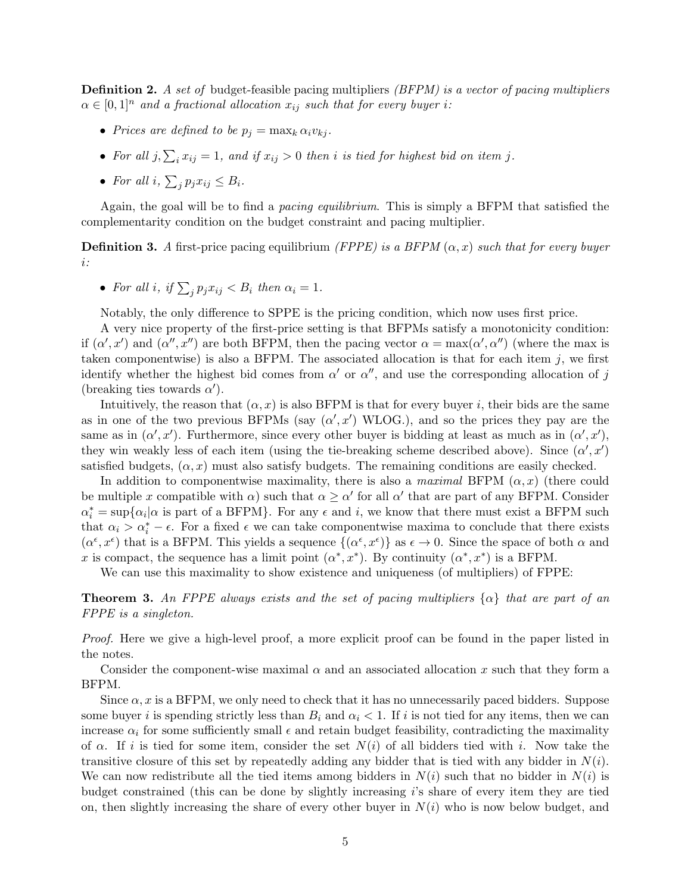**Definition 2.** *A set of* budget-feasible pacing multipliers *(BFPM) is a vector of pacing multipliers $\alpha \in [0,1]^n$ and a fractional allocation $x_{ij}$ such that for every buyer $i$:*

- *Prices are defined to be $p_j = \max_k \alpha_i v_{kj}$.*
- *For all $j, \sum_i x_{ij} = 1$, and if $x_{ij} > 0$ then $i$ is tied for highest bid on item $j$.*
- *For all $i$, $\sum_j p_j x_{ij} \leq B_i$.*

Again, the goal will be to find a *pacing equilibrium*. This is simply a BFPM that satisfied the complementarity condition on the budget constraint and pacing multiplier.

**Definition 3.** *A* first-price pacing equilibrium *(FPPE) is a BFPM $(\alpha, x)$ such that for every buyer $i$:*

- *For all $i$, if $\sum_j p_j x_{ij} < B_i$ then $\alpha_i = 1$.*

Notably, the only difference to SPPE is the pricing condition, which now uses first price.

A very nice property of the first-price setting is that BFPMs satisfy a monotonicity condition: if $(\alpha', x')$ and $(\alpha'', x'')$ are both BFPM, then the pacing vector $\alpha = \max(\alpha', \alpha'')$ (where the max is taken componentwise) is also a BFPM. The associated allocation is that for each item $j$, we first identify whether the highest bid comes from $\alpha'$ or $\alpha''$, and use the corresponding allocation of $j$ (breaking ties towards $\alpha'$).

Intuitively, the reason that $(\alpha, x)$ is also BFPM is that for every buyer $i$, their bids are the same as in one of the two previous BFPMs (say $(\alpha', x')$ WLOG.), and so the prices they pay are the same as in $(\alpha', x')$. Furthermore, since every other buyer is bidding at least as much as in $(\alpha', x')$, they win weakly less of each item (using the tie-breaking scheme described above). Since $(\alpha', x')$ satisfied budgets, $(\alpha, x)$ must also satisfy budgets. The remaining conditions are easily checked.

In addition to componentwise maximality, there is also a *maximal* BFPM $(\alpha, x)$ (there could be multiple $x$ compatible with $\alpha$) such that $\alpha \geq \alpha'$ for all $\alpha'$ that are part of any BFPM. Consider $\alpha_i^* = \sup\{\alpha_i | \alpha \text{ is part of a BFPM}\}$. For any $\epsilon$ and $i$, we know that there must exist a BFPM such that $\alpha_i > \alpha_i^* - \epsilon$. For a fixed $\epsilon$ we can take componentwise maxima to conclude that there exists $(\alpha^\epsilon, x^\epsilon)$ that is a BFPM. This yields a sequence $\{(\alpha^\epsilon, x^\epsilon)\}$ as $\epsilon \to 0$. Since the space of both $\alpha$ and $x$ is compact, the sequence has a limit point $(\alpha^*, x^*)$. By continuity $(\alpha^*, x^*)$ is a BFPM.

We can use this maximality to show existence and uniqueness (of multipliers) of FPPE:

**Theorem 3.** *An FPPE always exists and the set of pacing multipliers $\{\alpha\}$ that are part of an FPPE is a singleton.*

*Proof.* Here we give a high-level proof, a more explicit proof can be found in the paper listed in the notes.

Consider the component-wise maximal $\alpha$ and an associated allocation $x$ such that they form a BFPM.

Since $\alpha, x$ is a BFPM, we only need to check that it has no unnecessarily paced bidders. Suppose some buyer $i$ is spending strictly less than $B_i$ and $\alpha_i < 1$. If $i$ is not tied for any items, then we can increase $\alpha_i$ for some sufficiently small $\epsilon$ and retain budget feasibility, contradicting the maximality of $\alpha$. If $i$ is tied for some item, consider the set $N(i)$ of all bidders tied with $i$. Now take the transitive closure of this set by repeatedly adding any bidder that is tied with any bidder in $N(i)$. We can now redistribute all the tied items among bidders in $N(i)$ such that no bidder in $N(i)$ is budget constrained (this can be done by slightly increasing $i$'s share of every item they are tied on, then slightly increasing the share of every other buyer in $N(i)$ who is now below budget, and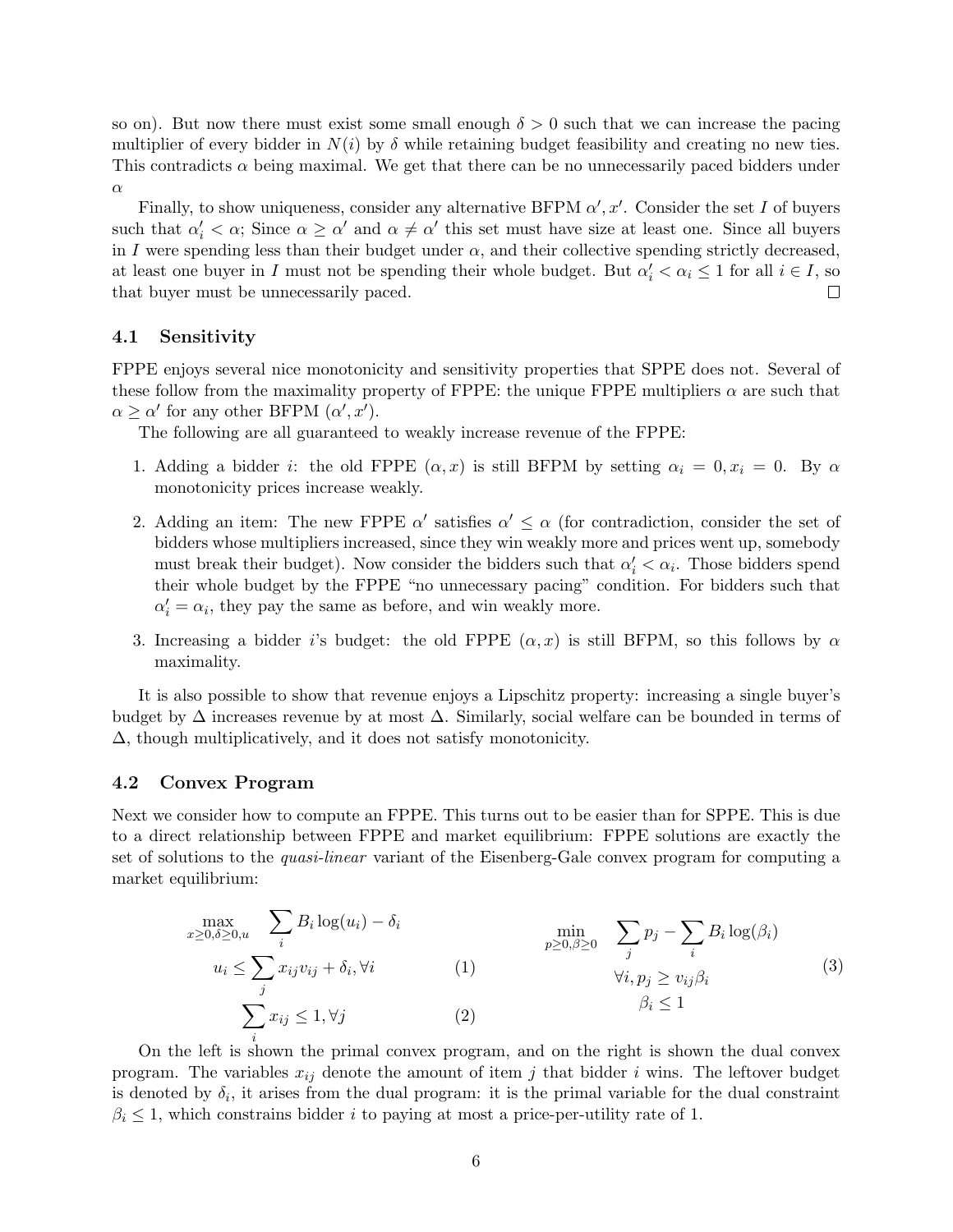so on). But now there must exist some small enough $\delta > 0$ such that we can increase the pacing multiplier of every bidder in $N(i)$ by $\delta$ while retaining budget feasibility and creating no new ties. This contradicts $\alpha$ being maximal. We get that there can be no unnecessarily paced bidders under $\alpha$

Finally, to show uniqueness, consider any alternative BFPM $\alpha', x'$. Consider the set $I$ of buyers such that $\alpha'_i < \alpha$; Since $\alpha \geq \alpha'$ and $\alpha \neq \alpha'$ this set must have size at least one. Since all buyers in $I$ were spending less than their budget under $\alpha$, and their collective spending strictly decreased, at least one buyer in $I$ must not be spending their whole budget. But $\alpha'_i < \alpha_i \leq 1$ for all $i \in I$, so that buyer must be unnecessarily paced. □

### 4.1 Sensitivity

FPPE enjoys several nice monotonicity and sensitivity properties that SPPE does not. Several of these follow from the maximality property of FPPE: the unique FPPE multipliers $\alpha$ are such that $\alpha \geq \alpha'$ for any other BFPM $(\alpha', x')$.

The following are all guaranteed to weakly increase revenue of the FPPE:

1. Adding a bidder $i$: the old FPPE $(\alpha, x)$ is still BFPM by setting $\alpha_i = 0, x_i = 0$. By $\alpha$ monotonicity prices increase weakly.
2. Adding an item: The new FPPE $\alpha'$ satisfies $\alpha' \leq \alpha$ (for contradiction, consider the set of bidders whose multipliers increased, since they win weakly more and prices went up, somebody must break their budget). Now consider the bidders such that $\alpha'_i < \alpha_i$. Those bidders spend their whole budget by the FPPE "no unnecessary pacing" condition. For bidders such that $\alpha'_i = \alpha_i$, they pay the same as before, and win weakly more.
3. Increasing a bidder $i$'s budget: the old FPPE $(\alpha, x)$ is still BFPM, so this follows by $\alpha$ maximality.

It is also possible to show that revenue enjoys a Lipschitz property: increasing a single buyer's budget by $\Delta$ increases revenue by at most $\Delta$. Similarly, social welfare can be bounded in terms of $\Delta$, though multiplicatively, and it does not satisfy monotonicity.

### 4.2 Convex Program

Next we consider how to compute an FPPE. This turns out to be easier than for SPPE. This is due to a direct relationship between FPPE and market equilibrium: FPPE solutions are exactly the set of solutions to the *quasi-linear* variant of the Eisenberg-Gale convex program for computing a market equilibrium:

$$
\begin{aligned}
\max_{x \geq 0, \delta \geq 0, u} \quad & \sum_i B_i \log(u_i) - \delta_i \\
& u_i \leq \sum_j x_{ij} v_{ij} + \delta_i, \forall i \qquad (1) \\
& \sum_i x_{ij} \leq 1, \forall j \qquad (2)
\end{aligned}
\qquad\qquad
\begin{aligned}
\min_{p \geq 0, \beta \geq 0} \quad & \sum_j p_j - \sum_i B_i \log(\beta_i) \\
& \forall i, p_j \geq v_{ij} \beta_i \\
& \beta_i \leq 1
\end{aligned}
\qquad (3)
$$

On the left is shown the primal convex program, and on the right is shown the dual convex program. The variables $x_{ij}$ denote the amount of item $j$ that bidder $i$ wins. The leftover budget is denoted by $\delta_i$, it arises from the dual program: it is the primal variable for the dual constraint $\beta_i \leq 1$, which constrains bidder $i$ to paying at most a price-per-utility rate of 1.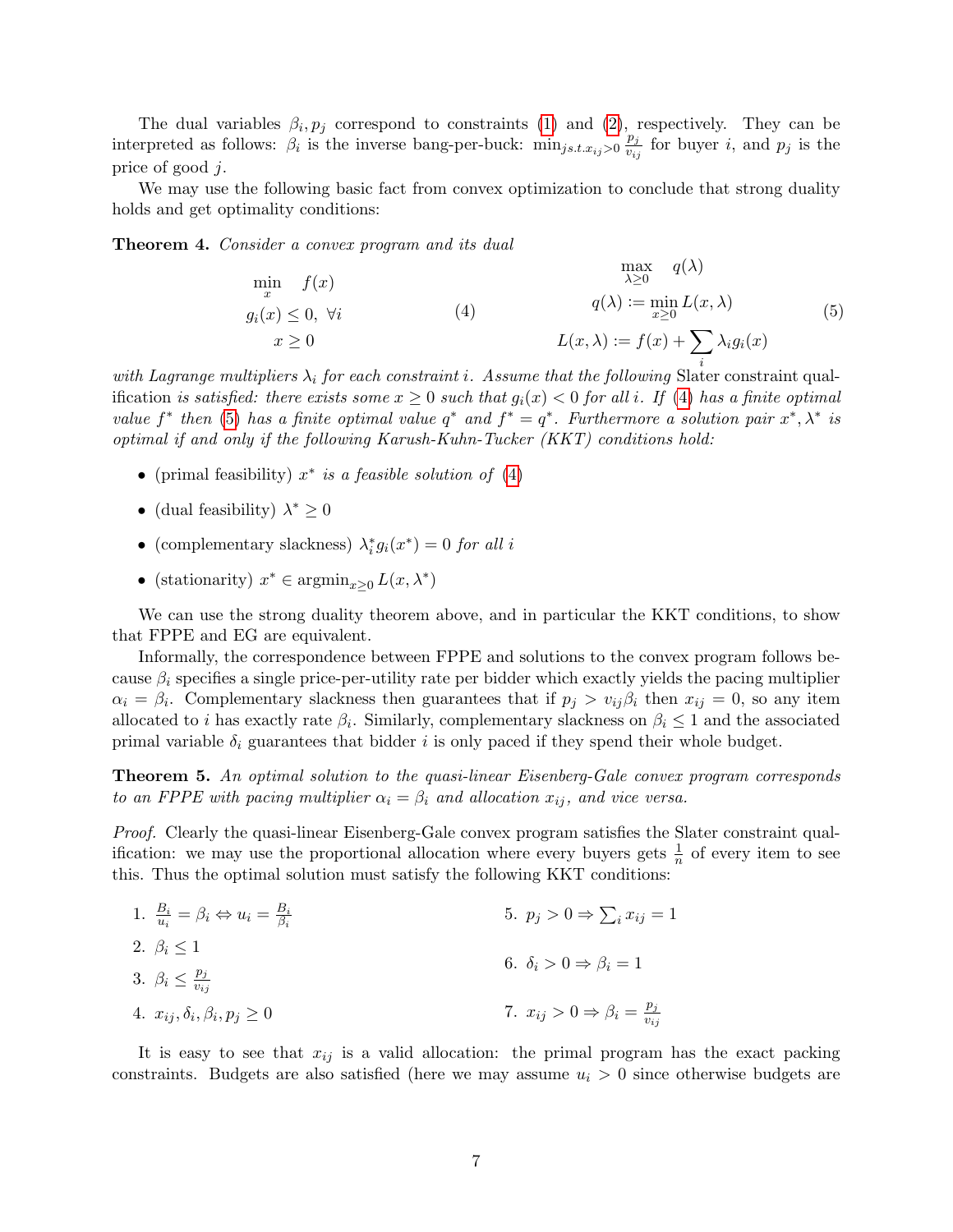The dual variables $\beta_i, p_j$ correspond to constraints (1) and (2), respectively. They can be interpreted as follows: $\beta_i$ is the inverse bang-per-buck: $\min_{j s.t. x_{ij}>0} \frac{p_j}{v_{ij}}$ for buyer $i$, and $p_j$ is the price of good $j$.

We may use the following basic fact from convex optimization to conclude that strong duality holds and get optimality conditions:

**Theorem 4.** *Consider a convex program and its dual*

$$\begin{aligned} \min_x \quad & f(x) \\ g_i(x) &\leq 0, \ \forall i \\ x &\geq 0 \end{aligned} \tag{4}$$

$$\begin{aligned} \max_{\lambda \geq 0} \quad & q(\lambda) \\ q(\lambda) &:= \min_{x \geq 0} L(x, \lambda) \\ L(x, \lambda) &:= f(x) + \sum_i \lambda_i g_i(x) \end{aligned} \tag{5}$$

*with Lagrange multipliers $\lambda_i$ for each constraint $i$. Assume that the following* Slater constraint qualification *is satisfied: there exists some $x \geq 0$ such that $g_i(x) < 0$ for all $i$. If (4) has a finite optimal value $f^*$ then (5) has a finite optimal value $q^*$ and $f^* = q^*$. Furthermore a solution pair $x^*, \lambda^*$ is optimal if and only if the following Karush-Kuhn-Tucker (KKT) conditions hold:*

- (primal feasibility) *$x^*$ is a feasible solution of (4)*
- (dual feasibility) $\lambda^* \geq 0$
- (complementary slackness) *$\lambda_i^* g_i(x^*) = 0$ for all $i$*
- (stationarity) $x^* \in \operatorname{argmin}_{x \geq 0} L(x, \lambda^*)$

We can use the strong duality theorem above, and in particular the KKT conditions, to show that FPPE and EG are equivalent.

Informally, the correspondence between FPPE and solutions to the convex program follows because $\beta_i$ specifies a single price-per-utility rate per bidder which exactly yields the pacing multiplier $\alpha_i = \beta_i$. Complementary slackness then guarantees that if $p_j > v_{ij}\beta_i$ then $x_{ij} = 0$, so any item allocated to $i$ has exactly rate $\beta_i$. Similarly, complementary slackness on $\beta_i \leq 1$ and the associated primal variable $\delta_i$ guarantees that bidder $i$ is only paced if they spend their whole budget.

**Theorem 5.** *An optimal solution to the quasi-linear Eisenberg-Gale convex program corresponds to an FPPE with pacing multiplier $\alpha_i = \beta_i$ and allocation $x_{ij}$, and vice versa.*

*Proof.* Clearly the quasi-linear Eisenberg-Gale convex program satisfies the Slater constraint qualification: we may use the proportional allocation where every buyers gets $\frac{1}{n}$ of every item to see this. Thus the optimal solution must satisfy the following KKT conditions:

1. $\frac{B_i}{u_i} = \beta_i \Leftrightarrow u_i = \frac{B_i}{\beta_i}$
2. $\beta_i \leq 1$
3. $\beta_i \leq \frac{p_j}{v_{ij}}$
4. $x_{ij}, \delta_i, \beta_i, p_j \geq 0$
5. $p_j > 0 \Rightarrow \sum_i x_{ij} = 1$
6. $\delta_i > 0 \Rightarrow \beta_i = 1$
7. $x_{ij} > 0 \Rightarrow \beta_i = \frac{p_j}{v_{ij}}$

It is easy to see that $x_{ij}$ is a valid allocation: the primal program has the exact packing constraints. Budgets are also satisfied (here we may assume $u_i > 0$ since otherwise budgets are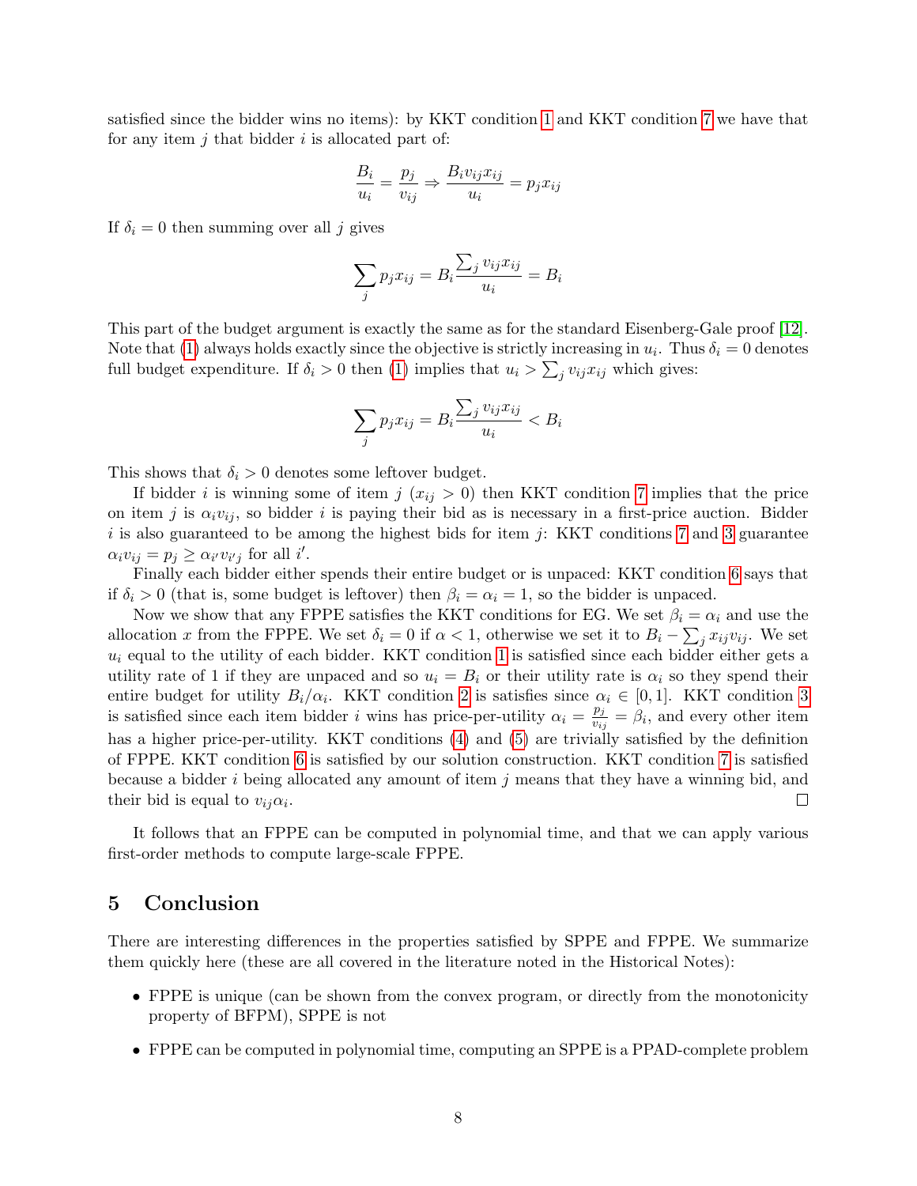satisfied since the bidder wins no items): by KKT condition 1 and KKT condition 7 we have that for any item $j$ that bidder $i$ is allocated part of:

$$\frac{B_i}{u_i} = \frac{p_j}{v_{ij}} \Rightarrow \frac{B_i v_{ij} x_{ij}}{u_i} = p_j x_{ij}$$

If $\delta_i = 0$ then summing over all $j$ gives

$$\sum_j p_j x_{ij} = B_i \frac{\sum_j v_{ij} x_{ij}}{u_i} = B_i$$

This part of the budget argument is exactly the same as for the standard Eisenberg-Gale proof [12]. Note that (1) always holds exactly since the objective is strictly increasing in $u_i$. Thus $\delta_i = 0$ denotes full budget expenditure. If $\delta_i > 0$ then (1) implies that $u_i > \sum_j v_{ij} x_{ij}$ which gives:

$$\sum_j p_j x_{ij} = B_i \frac{\sum_j v_{ij} x_{ij}}{u_i} < B_i$$

This shows that $\delta_i > 0$ denotes some leftover budget.

If bidder $i$ is winning some of item $j$ ($x_{ij} > 0$) then KKT condition 7 implies that the price on item $j$ is $\alpha_i v_{ij}$, so bidder $i$ is paying their bid as is necessary in a first-price auction. Bidder $i$ is also guaranteed to be among the highest bids for item $j$: KKT conditions 7 and 3 guarantee $\alpha_i v_{ij} = p_j \geq \alpha_{i'} v_{i'j}$ for all $i'$.

Finally each bidder either spends their entire budget or is unpaced: KKT condition 6 says that if $\delta_i > 0$ (that is, some budget is leftover) then $\beta_i = \alpha_i = 1$, so the bidder is unpaced.

Now we show that any FPPE satisfies the KKT conditions for EG. We set $\beta_i = \alpha_i$ and use the allocation $x$ from the FPPE. We set $\delta_i = 0$ if $\alpha < 1$, otherwise we set it to $B_i - \sum_j x_{ij} v_{ij}$. We set $u_i$ equal to the utility of each bidder. KKT condition 1 is satisfied since each bidder either gets a utility rate of 1 if they are unpaced and so $u_i = B_i$ or their utility rate is $\alpha_i$ so they spend their entire budget for utility $B_i/\alpha_i$. KKT condition 2 is satisfies since $\alpha_i \in [0, 1]$. KKT condition 3 is satisfied since each item bidder $i$ wins has price-per-utility $\alpha_i = \frac{p_j}{v_{ij}} = \beta_i$, and every other item has a higher price-per-utility. KKT conditions (4) and (5) are trivially satisfied by the definition of FPPE. KKT condition 6 is satisfied by our solution construction. KKT condition 7 is satisfied because a bidder $i$ being allocated any amount of item $j$ means that they have a winning bid, and their bid is equal to $v_{ij}\alpha_i$. □

It follows that an FPPE can be computed in polynomial time, and that we can apply various first-order methods to compute large-scale FPPE.

## 5 Conclusion

There are interesting differences in the properties satisfied by SPPE and FPPE. We summarize them quickly here (these are all covered in the literature noted in the Historical Notes):

- FPPE is unique (can be shown from the convex program, or directly from the monotonicity property of BFPM), SPPE is not
- FPPE can be computed in polynomial time, computing an SPPE is a PPAD-complete problem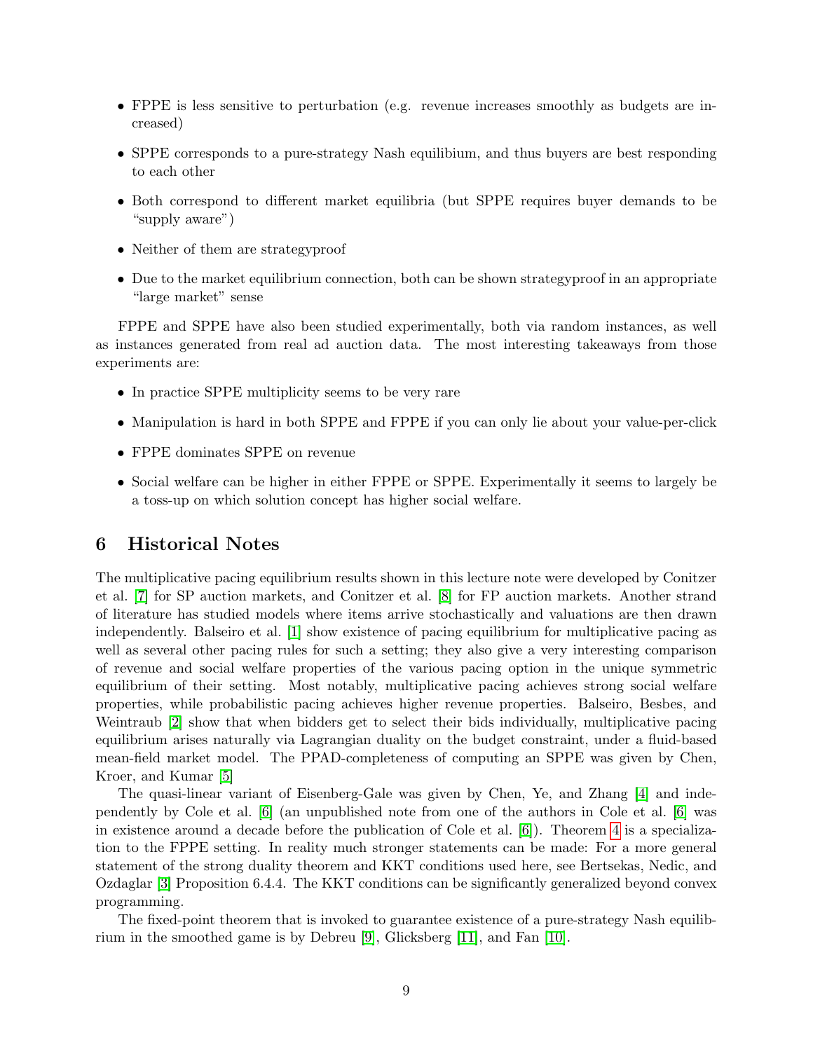- FPPE is less sensitive to perturbation (e.g. revenue increases smoothly as budgets are increased)
- SPPE corresponds to a pure-strategy Nash equilibium, and thus buyers are best responding to each other
- Both correspond to different market equilibria (but SPPE requires buyer demands to be "supply aware")
- Neither of them are strategyproof
- Due to the market equilibrium connection, both can be shown strategyproof in an appropriate "large market" sense

FPPE and SPPE have also been studied experimentally, both via random instances, as well as instances generated from real ad auction data. The most interesting takeaways from those experiments are:

- In practice SPPE multiplicity seems to be very rare
- Manipulation is hard in both SPPE and FPPE if you can only lie about your value-per-click
- FPPE dominates SPPE on revenue
- Social welfare can be higher in either FPPE or SPPE. Experimentally it seems to largely be a toss-up on which solution concept has higher social welfare.

# 6 Historical Notes

The multiplicative pacing equilibrium results shown in this lecture note were developed by Conitzer et al. [7] for SP auction markets, and Conitzer et al. [8] for FP auction markets. Another strand of literature has studied models where items arrive stochastically and valuations are then drawn independently. Balseiro et al. [1] show existence of pacing equilibrium for multiplicative pacing as well as several other pacing rules for such a setting; they also give a very interesting comparison of revenue and social welfare properties of the various pacing option in the unique symmetric equilibrium of their setting. Most notably, multiplicative pacing achieves strong social welfare properties, while probabilistic pacing achieves higher revenue properties. Balseiro, Besbes, and Weintraub [2] show that when bidders get to select their bids individually, multiplicative pacing equilibrium arises naturally via Lagrangian duality on the budget constraint, under a fluid-based mean-field market model. The PPAD-completeness of computing an SPPE was given by Chen, Kroer, and Kumar [5]

The quasi-linear variant of Eisenberg-Gale was given by Chen, Ye, and Zhang [4] and independently by Cole et al. [6] (an unpublished note from one of the authors in Cole et al. [6] was in existence around a decade before the publication of Cole et al. [6]). Theorem 4 is a specialization to the FPPE setting. In reality much stronger statements can be made: For a more general statement of the strong duality theorem and KKT conditions used here, see Bertsekas, Nedic, and Ozdaglar [3] Proposition 6.4.4. The KKT conditions can be significantly generalized beyond convex programming.

The fixed-point theorem that is invoked to guarantee existence of a pure-strategy Nash equilibrium in the smoothed game is by Debreu [9], Glicksberg [11], and Fan [10].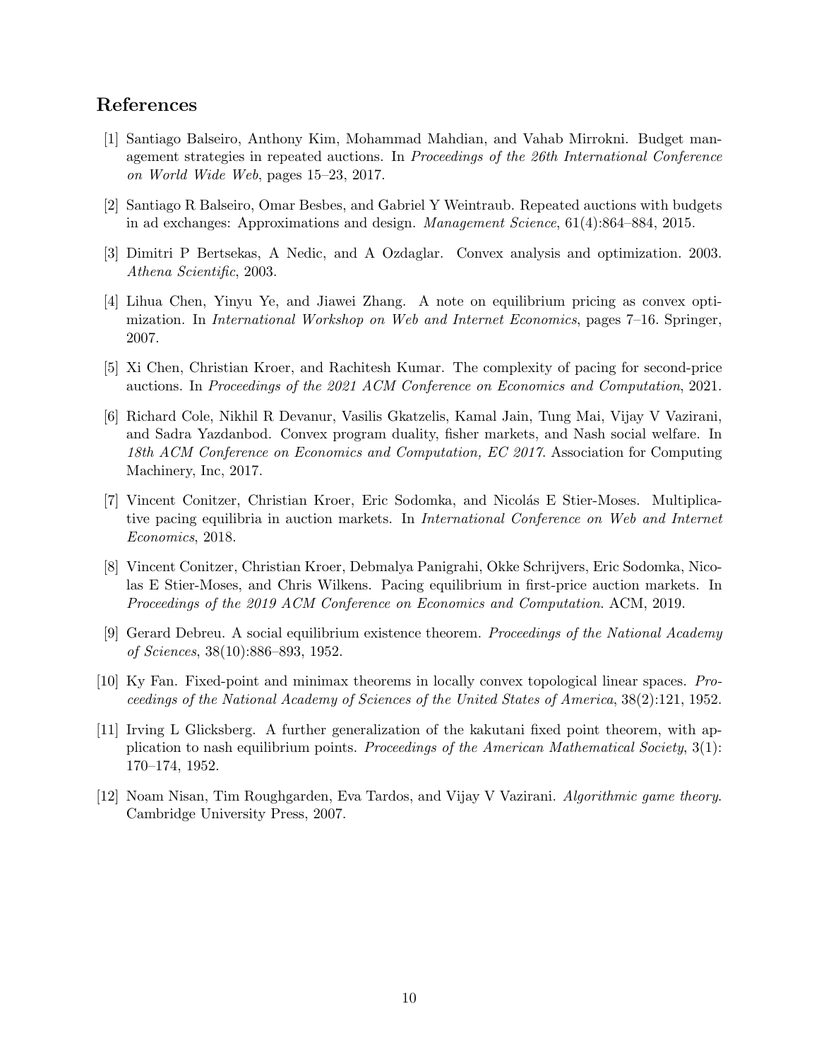## References

[1] Santiago Balseiro, Anthony Kim, Mohammad Mahdian, and Vahab Mirrokni. Budget management strategies in repeated auctions. In *Proceedings of the 26th International Conference on World Wide Web*, pages 15–23, 2017.

[2] Santiago R Balseiro, Omar Besbes, and Gabriel Y Weintraub. Repeated auctions with budgets in ad exchanges: Approximations and design. *Management Science*, 61(4):864–884, 2015.

[3] Dimitri P Bertsekas, A Nedic, and A Ozdaglar. Convex analysis and optimization. 2003. *Athena Scientific*, 2003.

[4] Lihua Chen, Yinyu Ye, and Jiawei Zhang. A note on equilibrium pricing as convex optimization. In *International Workshop on Web and Internet Economics*, pages 7–16. Springer, 2007.

[5] Xi Chen, Christian Kroer, and Rachitesh Kumar. The complexity of pacing for second-price auctions. In *Proceedings of the 2021 ACM Conference on Economics and Computation*, 2021.

[6] Richard Cole, Nikhil R Devanur, Vasilis Gkatzelis, Kamal Jain, Tung Mai, Vijay V Vazirani, and Sadra Yazdanbod. Convex program duality, fisher markets, and Nash social welfare. In *18th ACM Conference on Economics and Computation, EC 2017*. Association for Computing Machinery, Inc, 2017.

[7] Vincent Conitzer, Christian Kroer, Eric Sodomka, and Nicolás E Stier-Moses. Multiplicative pacing equilibria in auction markets. In *International Conference on Web and Internet Economics*, 2018.

[8] Vincent Conitzer, Christian Kroer, Debmalya Panigrahi, Okke Schrijvers, Eric Sodomka, Nicolas E Stier-Moses, and Chris Wilkens. Pacing equilibrium in first-price auction markets. In *Proceedings of the 2019 ACM Conference on Economics and Computation*. ACM, 2019.

[9] Gerard Debreu. A social equilibrium existence theorem. *Proceedings of the National Academy of Sciences*, 38(10):886–893, 1952.

[10] Ky Fan. Fixed-point and minimax theorems in locally convex topological linear spaces. *Proceedings of the National Academy of Sciences of the United States of America*, 38(2):121, 1952.

[11] Irving L Glicksberg. A further generalization of the kakutani fixed point theorem, with application to nash equilibrium points. *Proceedings of the American Mathematical Society*, 3(1): 170–174, 1952.

[12] Noam Nisan, Tim Roughgarden, Eva Tardos, and Vijay V Vazirani. *Algorithmic game theory*. Cambridge University Press, 2007.